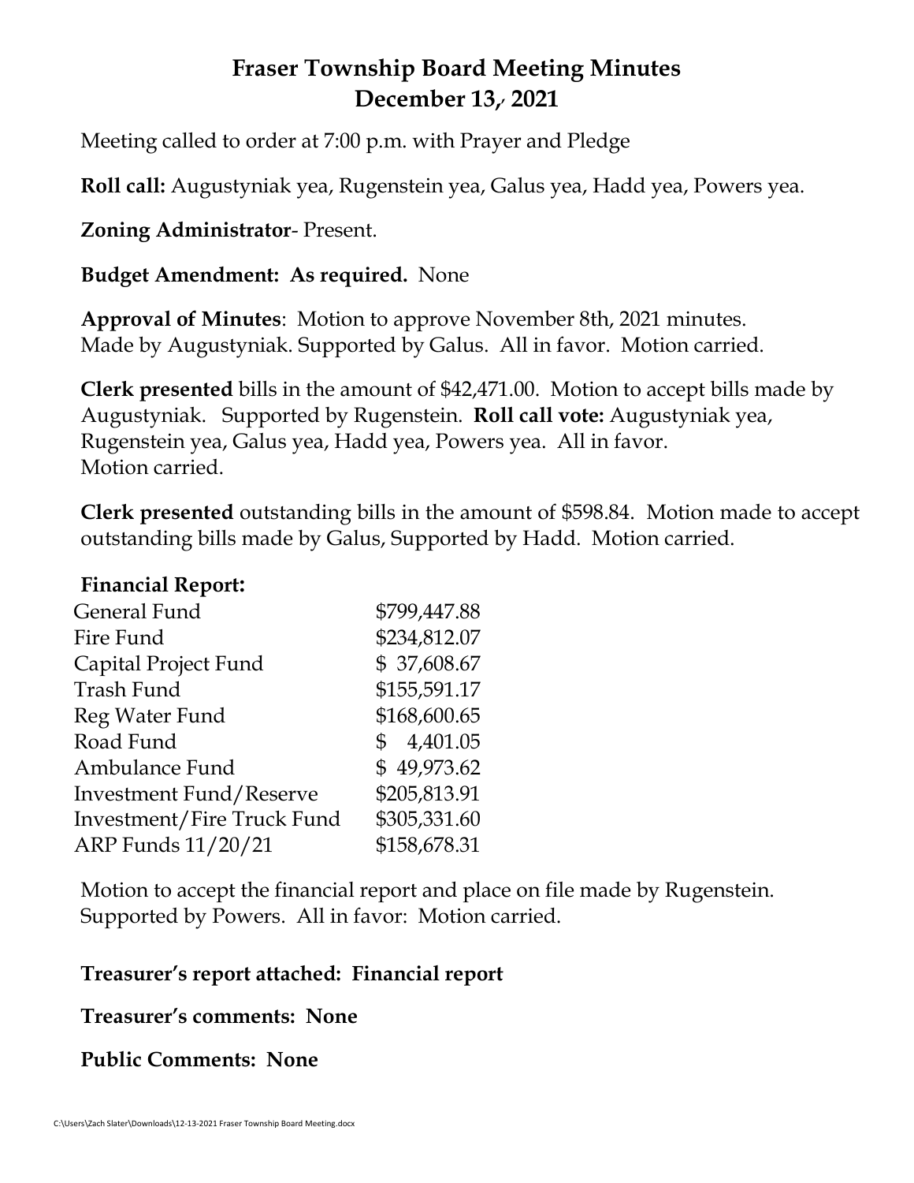# Fraser Township Board Meeting Minutes
# December 13, 2021

Meeting called to order at 7:00 p.m. with Prayer and Pledge

**Roll call:** Augustyniak yea, Rugenstein yea, Galus yea, Hadd yea, Powers yea.

**Zoning Administrator**- Present.

**Budget Amendment: As required.** None

**Approval of Minutes**: Motion to approve November 8th, 2021 minutes. Made by Augustyniak. Supported by Galus. All in favor. Motion carried.

**Clerk presented** bills in the amount of $42,471.00. Motion to accept bills made by Augustyniak. Supported by Rugenstein. **Roll call vote:** Augustyniak yea, Rugenstein yea, Galus yea, Hadd yea, Powers yea. All in favor. Motion carried.

**Clerk presented** outstanding bills in the amount of $598.84. Motion made to accept outstanding bills made by Galus, Supported by Hadd. Motion carried.

**Financial Report:**

| | |
|---|---|
| General Fund | $799,447.88 |
| Fire Fund | $234,812.07 |
| Capital Project Fund | $ 37,608.67 |
| Trash Fund | $155,591.17 |
| Reg Water Fund | $168,600.65 |
| Road Fund | $ 4,401.05 |
| Ambulance Fund | $ 49,973.62 |
| Investment Fund/Reserve | $205,813.91 |
| Investment/Fire Truck Fund | $305,331.60 |
| ARP Funds 11/20/21 | $158,678.31 |

Motion to accept the financial report and place on file made by Rugenstein. Supported by Powers. All in favor: Motion carried.

**Treasurer's report attached: Financial report**

**Treasurer's comments: None**

**Public Comments: None**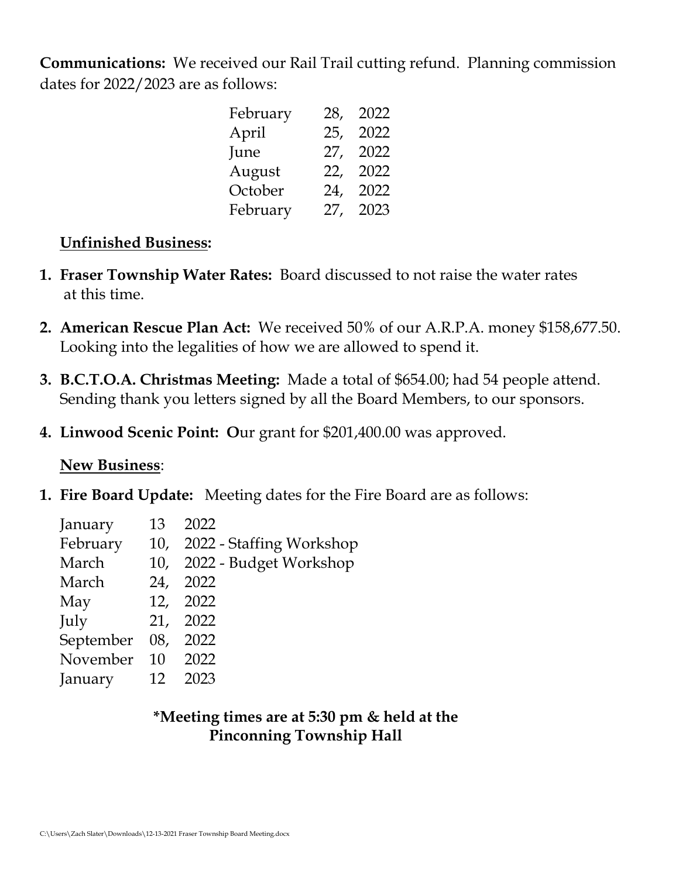**Communications:** We received our Rail Trail cutting refund. Planning commission dates for 2022/2023 are as follows:

| | | |
|---|---|---|
| February | 28, | 2022 |
| April | 25, | 2022 |
| June | 27, | 2022 |
| August | 22, | 2022 |
| October | 24, | 2022 |
| February | 27, | 2023 |

**Unfinished Business:**

1. **Fraser Township Water Rates:** Board discussed to not raise the water rates at this time.
2. **American Rescue Plan Act:** We received 50% of our A.R.P.A. money $158,677.50. Looking into the legalities of how we are allowed to spend it.
3. **B.C.T.O.A. Christmas Meeting:** Made a total of $654.00; had 54 people attend. Sending thank you letters signed by all the Board Members, to our sponsors.
4. **Linwood Scenic Point: O**ur grant for $201,400.00 was approved.

**New Business**:

1. **Fire Board Update:** Meeting dates for the Fire Board are as follows:

| | | |
|---|---|---|
| January | 13 | 2022 |
| February | 10, | 2022 - Staffing Workshop |
| March | 10, | 2022 - Budget Workshop |
| March | 24, | 2022 |
| May | 12, | 2022 |
| July | 21, | 2022 |
| September | 08, | 2022 |
| November | 10 | 2022 |
| January | 12 | 2023 |

**\*Meeting times are at 5:30 pm & held at the Pinconning Township Hall**

C:\Users\Zach Slater\Downloads\12-13-2021 Fraser Township Board Meeting.docx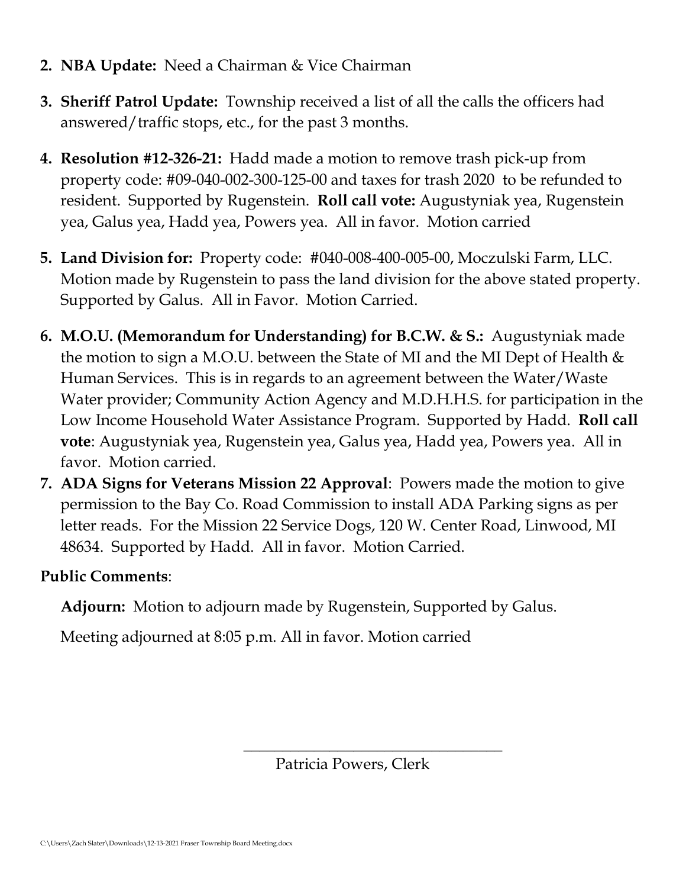2. **NBA Update:** Need a Chairman & Vice Chairman
3. **Sheriff Patrol Update:** Township received a list of all the calls the officers had answered/traffic stops, etc., for the past 3 months.
4. **Resolution #12-326-21:** Hadd made a motion to remove trash pick-up from property code: #09-040-002-300-125-00 and taxes for trash 2020 to be refunded to resident. Supported by Rugenstein. **Roll call vote:** Augustyniak yea, Rugenstein yea, Galus yea, Hadd yea, Powers yea. All in favor. Motion carried
5. **Land Division for:** Property code: #040-008-400-005-00, Moczulski Farm, LLC. Motion made by Rugenstein to pass the land division for the above stated property. Supported by Galus. All in Favor. Motion Carried.
6. **M.O.U. (Memorandum for Understanding) for B.C.W. & S.:** Augustyniak made the motion to sign a M.O.U. between the State of MI and the MI Dept of Health & Human Services. This is in regards to an agreement between the Water/Waste Water provider; Community Action Agency and M.D.H.H.S. for participation in the Low Income Household Water Assistance Program. Supported by Hadd. **Roll call vote**: Augustyniak yea, Rugenstein yea, Galus yea, Hadd yea, Powers yea. All in favor. Motion carried.
7. **ADA Signs for Veterans Mission 22 Approval**: Powers made the motion to give permission to the Bay Co. Road Commission to install ADA Parking signs as per letter reads. For the Mission 22 Service Dogs, 120 W. Center Road, Linwood, MI 48634. Supported by Hadd. All in favor. Motion Carried.

**Public Comments**:

**Adjourn:** Motion to adjourn made by Rugenstein, Supported by Galus.

Meeting adjourned at 8:05 p.m. All in favor. Motion carried

\_\_\_\_\_\_\_\_\_\_\_\_\_\_\_\_\_\_\_\_\_\_\_\_\_\_\_\_\_\_\_\_

Patricia Powers, Clerk

C:\Users\Zach Slater\Downloads\12-13-2021 Fraser Township Board Meeting.docx